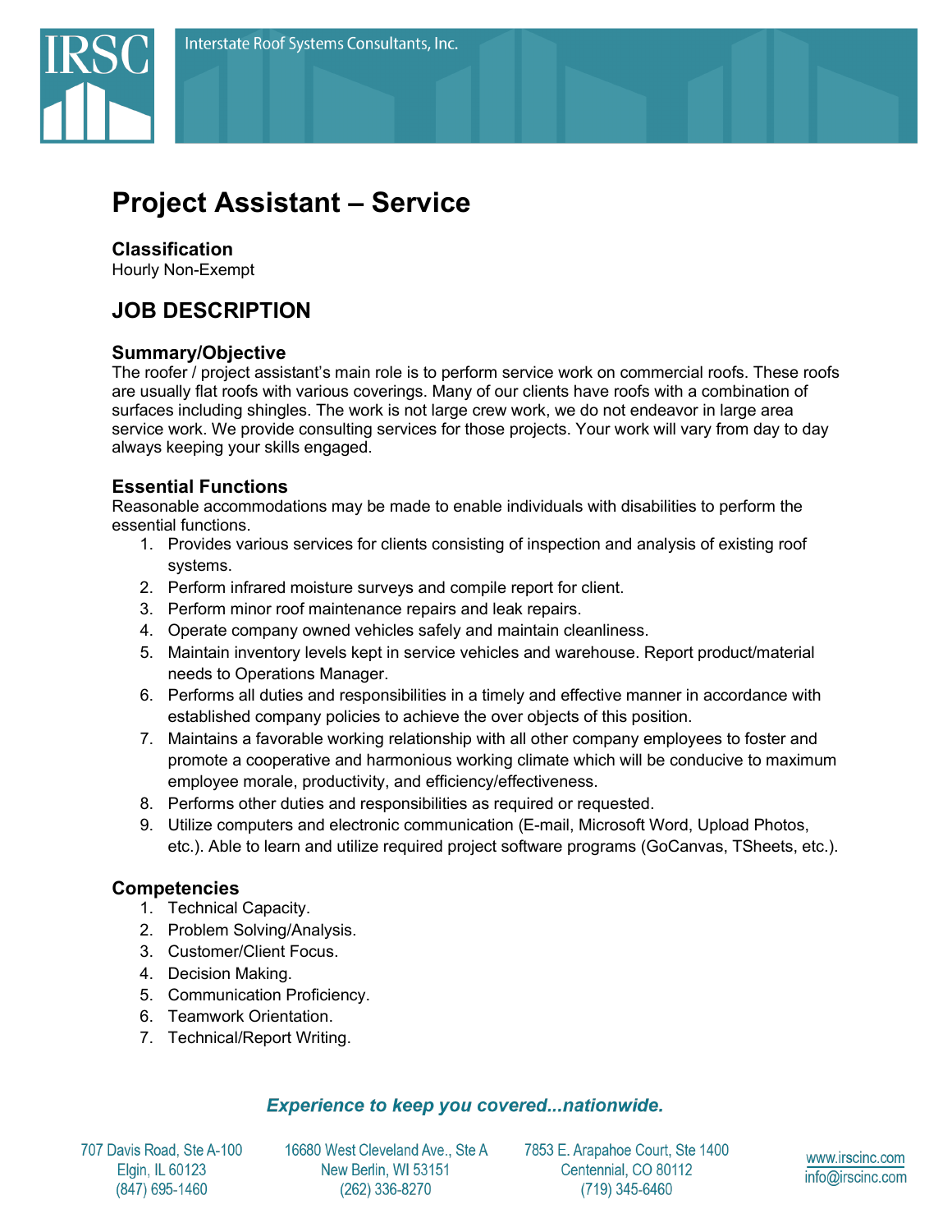# Project Assistant – Service

### Classification

Hourly Non-Exempt

## JOB DESCRIPTION

### Summary/Objective

The roofer / project assistant's main role is to perform service work on commercial roofs. These roofs are usually flat roofs with various coverings. Many of our clients have roofs with a combination of surfaces including shingles. The work is not large crew work, we do not endeavor in large area service work. We provide consulting services for those projects. Your work will vary from day to day always keeping your skills engaged.

### Essential Functions

Reasonable accommodations may be made to enable individuals with disabilities to perform the essential functions.

1. Provides various services for clients consisting of inspection and analysis of existing roof systems.
2. Perform infrared moisture surveys and compile report for client.
3. Perform minor roof maintenance repairs and leak repairs.
4. Operate company owned vehicles safely and maintain cleanliness.
5. Maintain inventory levels kept in service vehicles and warehouse. Report product/material needs to Operations Manager.
6. Performs all duties and responsibilities in a timely and effective manner in accordance with established company policies to achieve the over objects of this position.
7. Maintains a favorable working relationship with all other company employees to foster and promote a cooperative and harmonious working climate which will be conducive to maximum employee morale, productivity, and efficiency/effectiveness.
8. Performs other duties and responsibilities as required or requested.
9. Utilize computers and electronic communication (E-mail, Microsoft Word, Upload Photos, etc.). Able to learn and utilize required project software programs (GoCanvas, TSheets, etc.).

### Competencies

1. Technical Capacity.
2. Problem Solving/Analysis.
3. Customer/Client Focus.
4. Decision Making.
5. Communication Proficiency.
6. Teamwork Orientation.
7. Technical/Report Writing.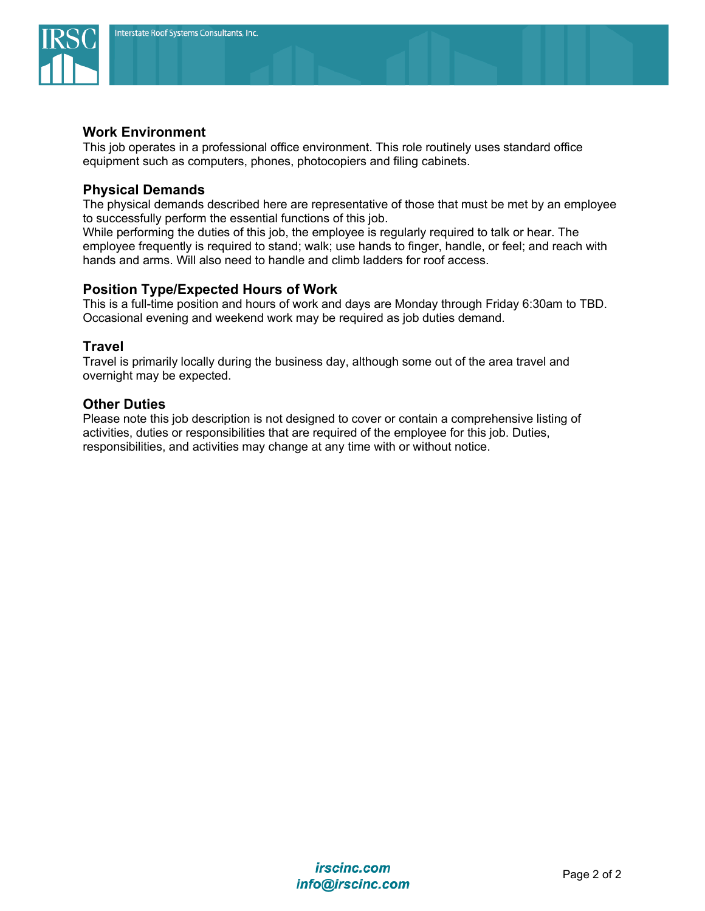## Work Environment

This job operates in a professional office environment. This role routinely uses standard office equipment such as computers, phones, photocopiers and filing cabinets.

## Physical Demands

The physical demands described here are representative of those that must be met by an employee to successfully perform the essential functions of this job.

While performing the duties of this job, the employee is regularly required to talk or hear. The employee frequently is required to stand; walk; use hands to finger, handle, or feel; and reach with hands and arms. Will also need to handle and climb ladders for roof access.

## Position Type/Expected Hours of Work

This is a full-time position and hours of work and days are Monday through Friday 6:30am to TBD. Occasional evening and weekend work may be required as job duties demand.

## Travel

Travel is primarily locally during the business day, although some out of the area travel and overnight may be expected.

## Other Duties

Please note this job description is not designed to cover or contain a comprehensive listing of activities, duties or responsibilities that are required of the employee for this job. Duties, responsibilities, and activities may change at any time with or without notice.